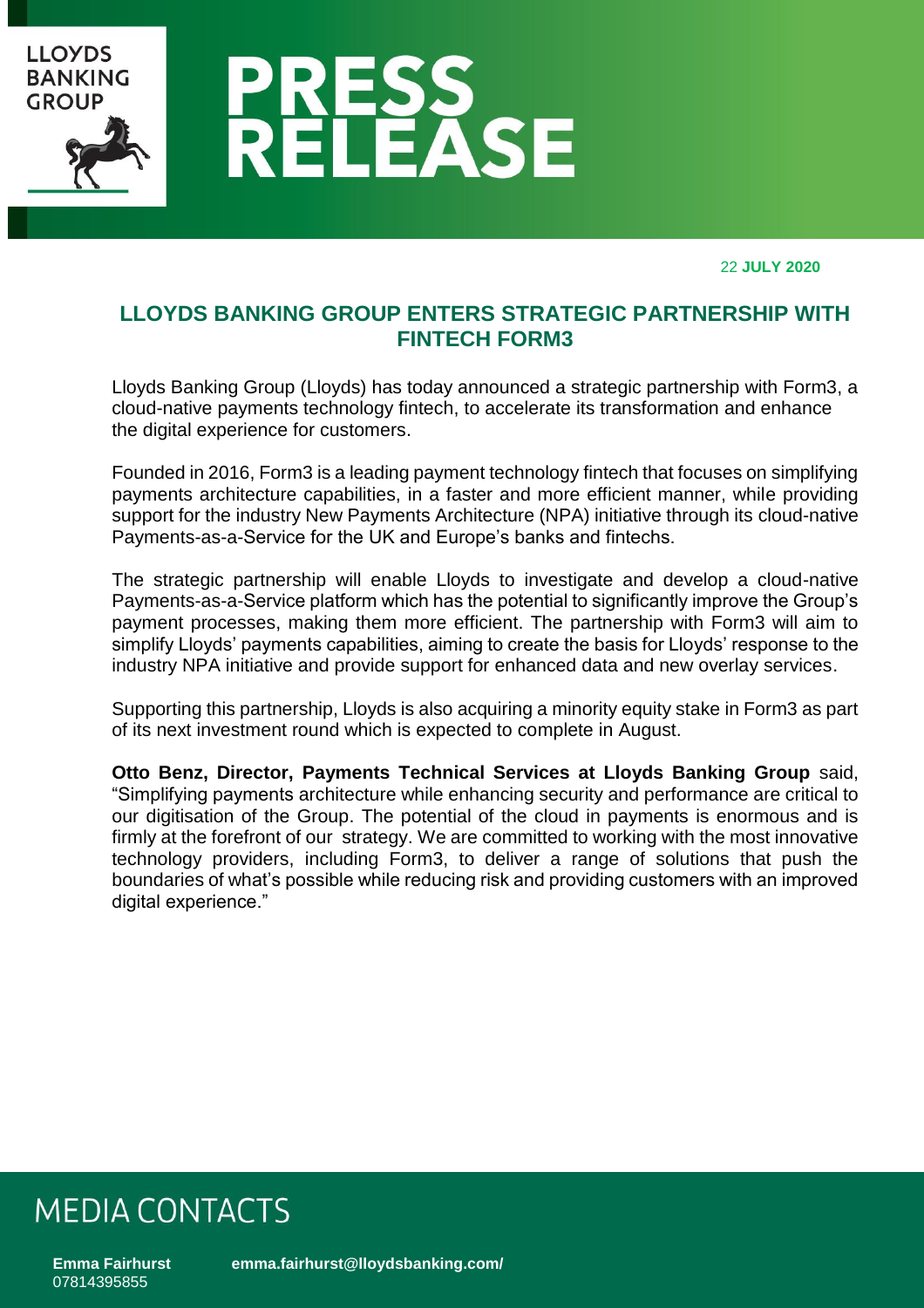# PRESS RELEASE

22 **JULY 2020**

## LLOYDS BANKING GROUP ENTERS STRATEGIC PARTNERSHIP WITH FINTECH FORM3

Lloyds Banking Group (Lloyds) has today announced a strategic partnership with Form3, a cloud-native payments technology fintech, to accelerate its transformation and enhance the digital experience for customers.

Founded in 2016, Form3 is a leading payment technology fintech that focuses on simplifying payments architecture capabilities, in a faster and more efficient manner, while providing support for the industry New Payments Architecture (NPA) initiative through its cloud-native Payments-as-a-Service for the UK and Europe's banks and fintechs.

The strategic partnership will enable Lloyds to investigate and develop a cloud-native Payments-as-a-Service platform which has the potential to significantly improve the Group's payment processes, making them more efficient. The partnership with Form3 will aim to simplify Lloyds' payments capabilities, aiming to create the basis for Lloyds' response to the industry NPA initiative and provide support for enhanced data and new overlay services.

Supporting this partnership, Lloyds is also acquiring a minority equity stake in Form3 as part of its next investment round which is expected to complete in August.

**Otto Benz, Director, Payments Technical Services at Lloyds Banking Group** said, "Simplifying payments architecture while enhancing security and performance are critical to our digitisation of the Group. The potential of the cloud in payments is enormous and is firmly at the forefront of our strategy. We are committed to working with the most innovative technology providers, including Form3, to deliver a range of solutions that push the boundaries of what's possible while reducing risk and providing customers with an improved digital experience."

## MEDIA CONTACTS

**Emma Fairhurst** **emma.fairhurst@lloydsbanking.com/**
07814395855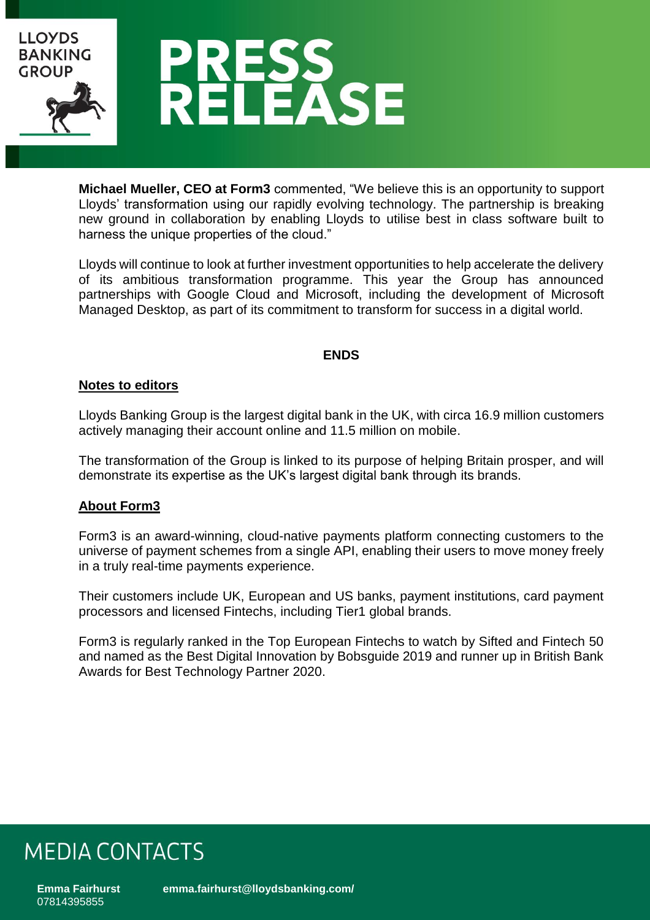**Michael Mueller, CEO at Form3** commented, "We believe this is an opportunity to support Lloyds' transformation using our rapidly evolving technology. The partnership is breaking new ground in collaboration by enabling Lloyds to utilise best in class software built to harness the unique properties of the cloud."

Lloyds will continue to look at further investment opportunities to help accelerate the delivery of its ambitious transformation programme. This year the Group has announced partnerships with Google Cloud and Microsoft, including the development of Microsoft Managed Desktop, as part of its commitment to transform for success in a digital world.

**ENDS**

**Notes to editors**

Lloyds Banking Group is the largest digital bank in the UK, with circa 16.9 million customers actively managing their account online and 11.5 million on mobile.

The transformation of the Group is linked to its purpose of helping Britain prosper, and will demonstrate its expertise as the UK's largest digital bank through its brands.

**About Form3**

Form3 is an award-winning, cloud-native payments platform connecting customers to the universe of payment schemes from a single API, enabling their users to move money freely in a truly real-time payments experience.

Their customers include UK, European and US banks, payment institutions, card payment processors and licensed Fintechs, including Tier1 global brands.

Form3 is regularly ranked in the Top European Fintechs to watch by Sifted and Fintech 50 and named as the Best Digital Innovation by Bobsguide 2019 and runner up in British Bank Awards for Best Technology Partner 2020.

## MEDIA CONTACTS

**Emma Fairhurst** **emma.fairhurst@lloydsbanking.com/**
07814395855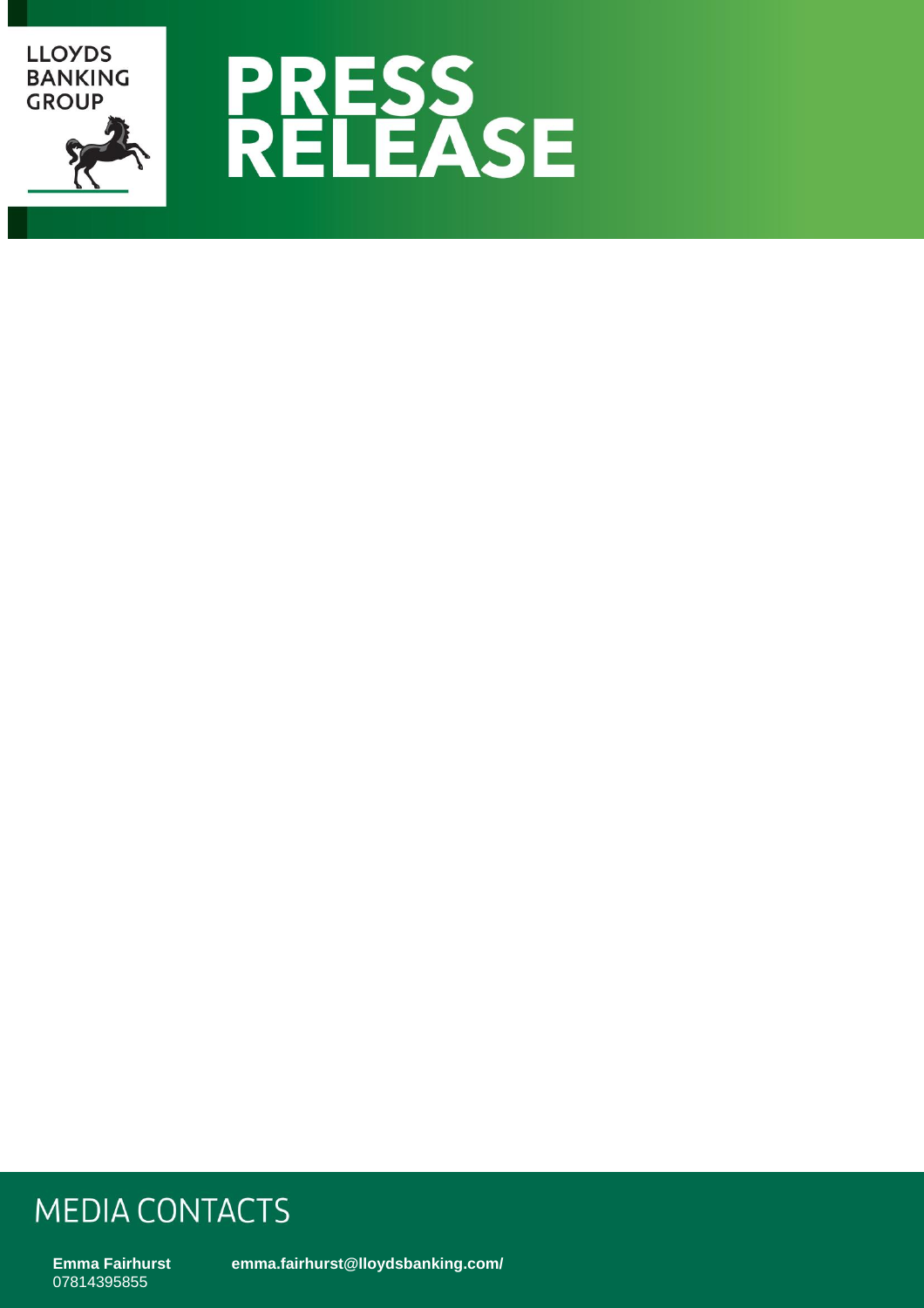# PRESS RELEASE

## MEDIA CONTACTS

**Emma Fairhurst** **emma.fairhurst@lloydsbanking.com/**
07814395855